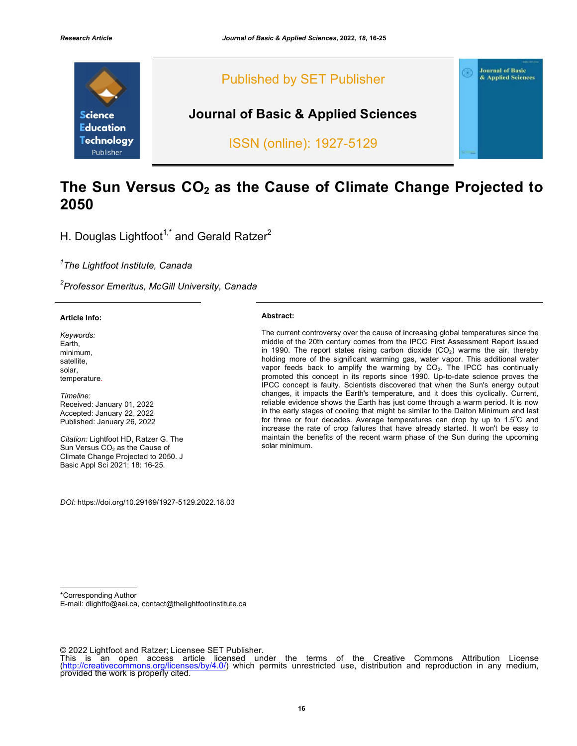Research Article

Published by SET Publisher

**Journal of Basic & Applied Sciences**

ISSN (online): 1927-5129

# The Sun Versus $CO_2$ as the Cause of Climate Change Projected to 2050

H. Douglas Lightfoot[1,*] and Gerald Ratzer[2]

[1]*The Lightfoot Institute, Canada*

[2]*Professor Emeritus, McGill University, Canada*

**Article Info:**

*Keywords:*
Earth,
minimum,
satellite,
solar,
temperature.

*Timeline:*
Received: January 01, 2022
Accepted: January 22, 2022
Published: January 26, 2022

*Citation:* Lightfoot HD, Ratzer G. The Sun Versus $CO_2$ as the Cause of Climate Change Projected to 2050. J Basic Appl Sci 2021; 18: 16-25.

*DOI:* https://doi.org/10.29169/1927-5129.2022.18.03

**Abstract:**

The current controversy over the cause of increasing global temperatures since the middle of the 20th century comes from the IPCC First Assessment Report issued in 1990. The report states rising carbon dioxide ($CO_2$) warms the air, thereby holding more of the significant warming gas, water vapor. This additional water vapor feeds back to amplify the warming by $CO_2$. The IPCC has continually promoted this concept in its reports since 1990. Up-to-date science proves the IPCC concept is faulty. Scientists discovered that when the Sun's energy output changes, it impacts the Earth's temperature, and it does this cyclically. Current, reliable evidence shows the Earth has just come through a warm period. It is now in the early stages of cooling that might be similar to the Dalton Minimum and last for three or four decades. Average temperatures can drop by up to 1.5°C and increase the rate of crop failures that have already started. It won't be easy to maintain the benefits of the recent warm phase of the Sun during the upcoming solar minimum.

---

*Corresponding Author
E-mail: dlightfo@aei.ca, contact@thelightfootinstitute.ca

© 2022 Lightfoot and Ratzer; Licensee SET Publisher.
This is an open access article licensed under the terms of the Creative Commons Attribution License (http://creativecommons.org/licenses/by/4.0/) which permits unrestricted use, distribution and reproduction in any medium, provided the work is properly cited.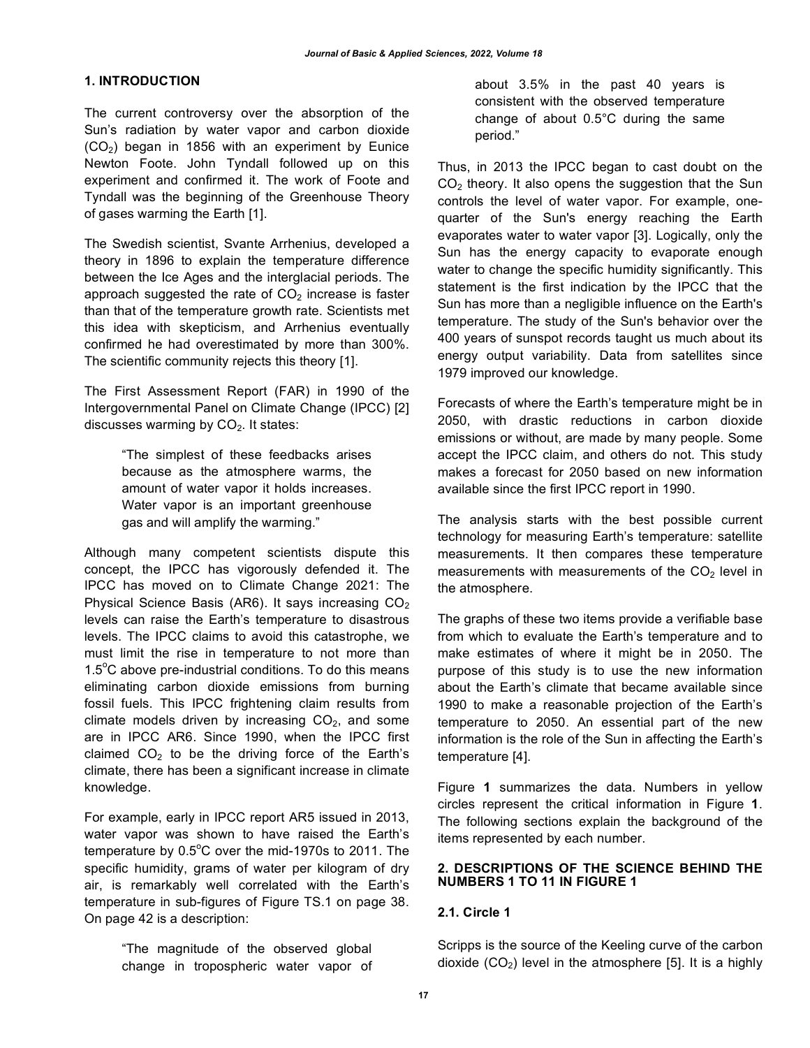## 1. INTRODUCTION

The current controversy over the absorption of the Sun's radiation by water vapor and carbon dioxide ($CO_2$) began in 1856 with an experiment by Eunice Newton Foote. John Tyndall followed up on this experiment and confirmed it. The work of Foote and Tyndall was the beginning of the Greenhouse Theory of gases warming the Earth [1].

The Swedish scientist, Svante Arrhenius, developed a theory in 1896 to explain the temperature difference between the Ice Ages and the interglacial periods. The approach suggested the rate of $CO_2$ increase is faster than that of the temperature growth rate. Scientists met this idea with skepticism, and Arrhenius eventually confirmed he had overestimated by more than 300%. The scientific community rejects this theory [1].

The First Assessment Report (FAR) in 1990 of the Intergovernmental Panel on Climate Change (IPCC) [2] discusses warming by $CO_2$. It states:

> "The simplest of these feedbacks arises because as the atmosphere warms, the amount of water vapor it holds increases. Water vapor is an important greenhouse gas and will amplify the warming."

Although many competent scientists dispute this concept, the IPCC has vigorously defended it. The IPCC has moved on to Climate Change 2021: The Physical Science Basis (AR6). It says increasing $CO_2$ levels can raise the Earth's temperature to disastrous levels. The IPCC claims to avoid this catastrophe, we must limit the rise in temperature to not more than 1.5°C above pre-industrial conditions. To do this means eliminating carbon dioxide emissions from burning fossil fuels. This IPCC frightening claim results from climate models driven by increasing $CO_2$, and some are in IPCC AR6. Since 1990, when the IPCC first claimed $CO_2$ to be the driving force of the Earth's climate, there has been a significant increase in climate knowledge.

For example, early in IPCC report AR5 issued in 2013, water vapor was shown to have raised the Earth's temperature by 0.5°C over the mid-1970s to 2011. The specific humidity, grams of water per kilogram of dry air, is remarkably well correlated with the Earth's temperature in sub-figures of Figure TS.1 on page 38. On page 42 is a description:

> "The magnitude of the observed global change in tropospheric water vapor of about 3.5% in the past 40 years is consistent with the observed temperature change of about 0.5°C during the same period."

Thus, in 2013 the IPCC began to cast doubt on the $CO_2$ theory. It also opens the suggestion that the Sun controls the level of water vapor. For example, one-quarter of the Sun's energy reaching the Earth evaporates water to water vapor [3]. Logically, only the Sun has the energy capacity to evaporate enough water to change the specific humidity significantly. This statement is the first indication by the IPCC that the Sun has more than a negligible influence on the Earth's temperature. The study of the Sun's behavior over the 400 years of sunspot records taught us much about its energy output variability. Data from satellites since 1979 improved our knowledge.

Forecasts of where the Earth's temperature might be in 2050, with drastic reductions in carbon dioxide emissions or without, are made by many people. Some accept the IPCC claim, and others do not. This study makes a forecast for 2050 based on new information available since the first IPCC report in 1990.

The analysis starts with the best possible current technology for measuring Earth's temperature: satellite measurements. It then compares these temperature measurements with measurements of the $CO_2$ level in the atmosphere.

The graphs of these two items provide a verifiable base from which to evaluate the Earth's temperature and to make estimates of where it might be in 2050. The purpose of this study is to use the new information about the Earth's climate that became available since 1990 to make a reasonable projection of the Earth's temperature to 2050. An essential part of the new information is the role of the Sun in affecting the Earth's temperature [4].

Figure **1** summarizes the data. Numbers in yellow circles represent the critical information in Figure **1**. The following sections explain the background of the items represented by each number.

## 2. DESCRIPTIONS OF THE SCIENCE BEHIND THE NUMBERS 1 TO 11 IN FIGURE 1

### 2.1. Circle 1

Scripps is the source of the Keeling curve of the carbon dioxide ($CO_2$) level in the atmosphere [5]. It is a highly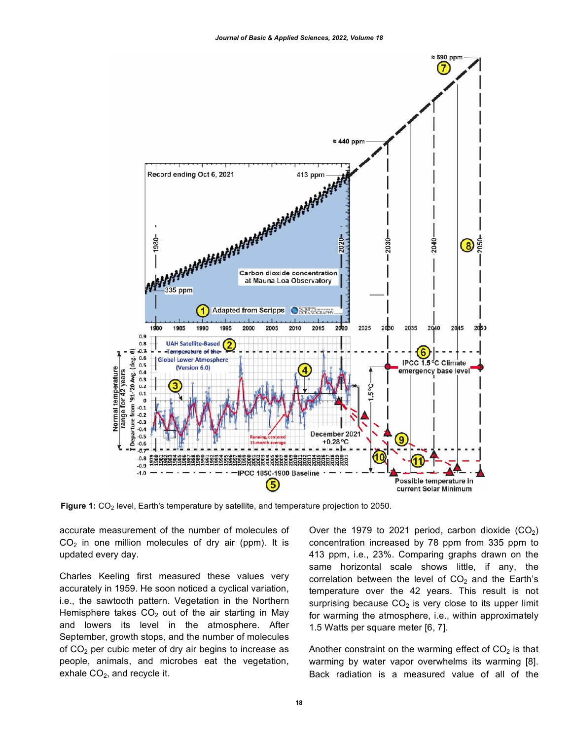Figure 1: $CO_2$ level, Earth's temperature by satellite, and temperature projection to 2050.

accurate measurement of the number of molecules of $CO_2$ in one million molecules of dry air (ppm). It is updated every day.

Charles Keeling first measured these values very accurately in 1959. He soon noticed a cyclical variation, i.e., the sawtooth pattern. Vegetation in the Northern Hemisphere takes $CO_2$ out of the air starting in May and lowers its level in the atmosphere. After September, growth stops, and the number of molecules of $CO_2$ per cubic meter of dry air begins to increase as people, animals, and microbes eat the vegetation, exhale $CO_2$, and recycle it.

Over the 1979 to 2021 period, carbon dioxide ($CO_2$) concentration increased by 78 ppm from 335 ppm to 413 ppm, i.e., 23%. Comparing graphs drawn on the same horizontal scale shows little, if any, the correlation between the level of $CO_2$ and the Earth's temperature over the 42 years. This result is not surprising because $CO_2$ is very close to its upper limit for warming the atmosphere, i.e., within approximately 1.5 Watts per square meter [6, 7].

Another constraint on the warming effect of $CO_2$ is that warming by water vapor overwhelms its warming [8]. Back radiation is a measured value of all of the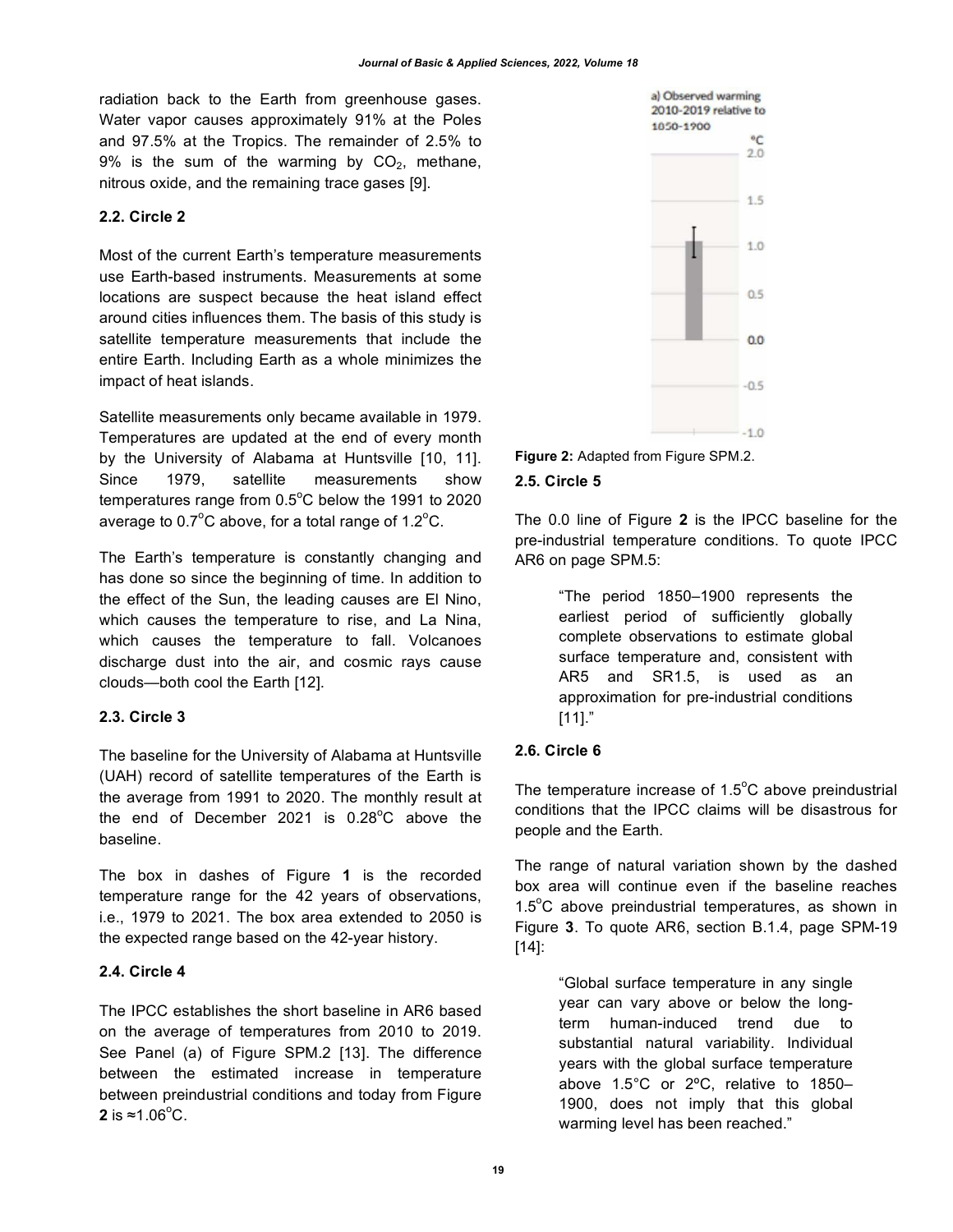radiation back to the Earth from greenhouse gases. Water vapor causes approximately 91% at the Poles and 97.5% at the Tropics. The remainder of 2.5% to 9% is the sum of the warming by $CO_2$, methane, nitrous oxide, and the remaining trace gases [9].

### 2.2. Circle 2

Most of the current Earth's temperature measurements use Earth-based instruments. Measurements at some locations are suspect because the heat island effect around cities influences them. The basis of this study is satellite temperature measurements that include the entire Earth. Including Earth as a whole minimizes the impact of heat islands.

Satellite measurements only became available in 1979. Temperatures are updated at the end of every month by the University of Alabama at Huntsville [10, 11]. Since 1979, satellite measurements show temperatures range from 0.5°C below the 1991 to 2020 average to 0.7°C above, for a total range of 1.2°C.

The Earth's temperature is constantly changing and has done so since the beginning of time. In addition to the effect of the Sun, the leading causes are El Nino, which causes the temperature to rise, and La Nina, which causes the temperature to fall. Volcanoes discharge dust into the air, and cosmic rays cause clouds—both cool the Earth [12].

### 2.3. Circle 3

The baseline for the University of Alabama at Huntsville (UAH) record of satellite temperatures of the Earth is the average from 1991 to 2020. The monthly result at the end of December 2021 is 0.28°C above the baseline.

The box in dashes of Figure **1** is the recorded temperature range for the 42 years of observations, i.e., 1979 to 2021. The box area extended to 2050 is the expected range based on the 42-year history.

### 2.4. Circle 4

The IPCC establishes the short baseline in AR6 based on the average of temperatures from 2010 to 2019. See Panel (a) of Figure SPM.2 [13]. The difference between the estimated increase in temperature between preindustrial conditions and today from Figure **2** is ≈1.06°C.

**Figure 2:** Adapted from Figure SPM.2.

### 2.5. Circle 5

The 0.0 line of Figure **2** is the IPCC baseline for the pre-industrial temperature conditions. To quote IPCC AR6 on page SPM.5:

> "The period 1850–1900 represents the earliest period of sufficiently globally complete observations to estimate global surface temperature and, consistent with AR5 and SR1.5, is used as an approximation for pre-industrial conditions [11]."

### 2.6. Circle 6

The temperature increase of 1.5°C above preindustrial conditions that the IPCC claims will be disastrous for people and the Earth.

The range of natural variation shown by the dashed box area will continue even if the baseline reaches 1.5°C above preindustrial temperatures, as shown in Figure 3. To quote AR6, section B.1.4, page SPM-19 [14]:

> "Global surface temperature in any single year can vary above or below the long-term human-induced trend due to substantial natural variability. Individual years with the global surface temperature above 1.5°C or 2ºC, relative to 1850–1900, does not imply that this global warming level has been reached."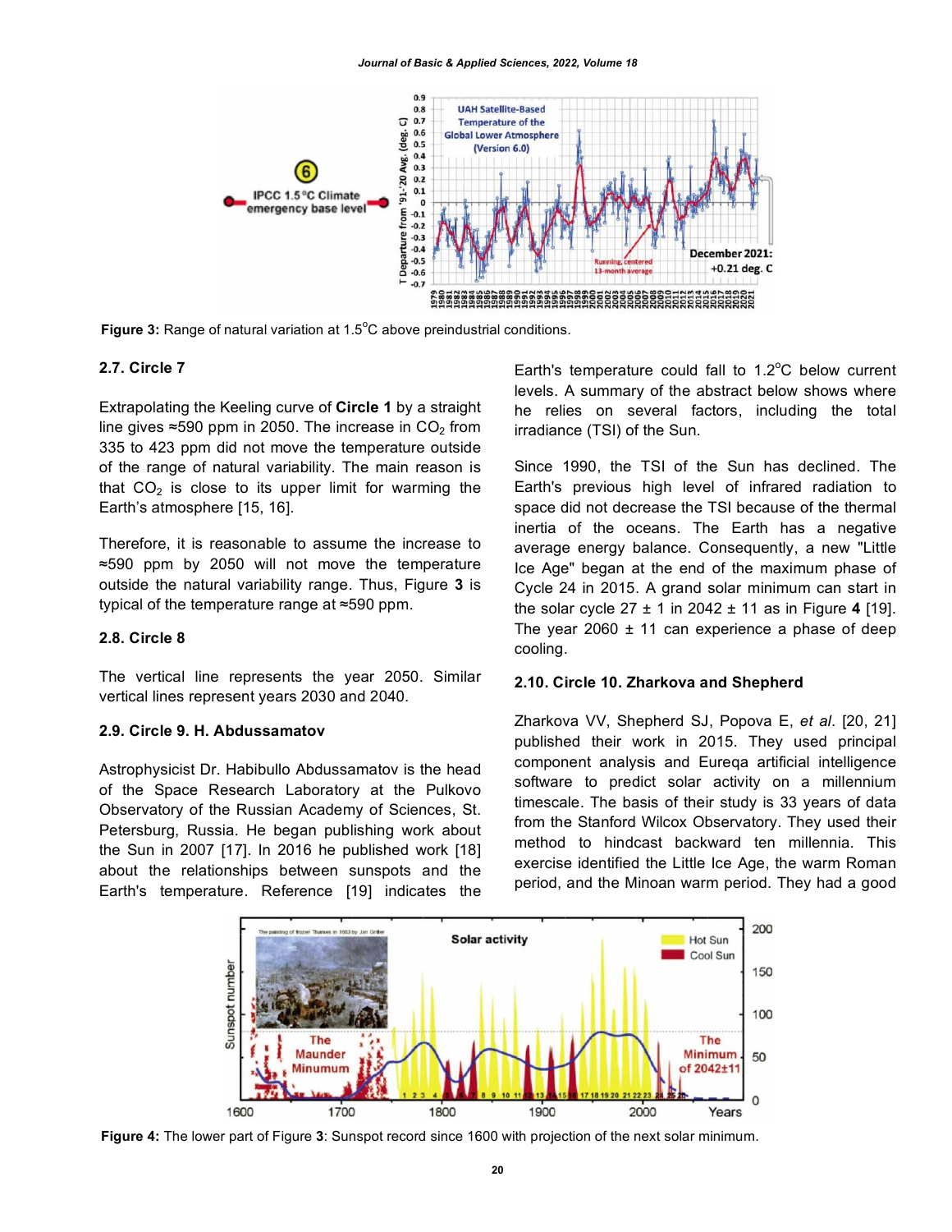Figure 3: Range of natural variation at 1.5°C above preindustrial conditions.

### 2.7. Circle 7

Extrapolating the Keeling curve of **Circle 1** by a straight line gives ≈590 ppm in 2050. The increase in $CO_2$ from 335 to 423 ppm did not move the temperature outside of the range of natural variability. The main reason is that $CO_2$ is close to its upper limit for warming the Earth's atmosphere [15, 16].

Therefore, it is reasonable to assume the increase to ≈590 ppm by 2050 will not move the temperature outside the natural variability range. Thus, Figure **3** is typical of the temperature range at ≈590 ppm.

### 2.8. Circle 8

The vertical line represents the year 2050. Similar vertical lines represent years 2030 and 2040.

### 2.9. Circle 9. H. Abdussamatov

Astrophysicist Dr. Habibullo Abdussamatov is the head of the Space Research Laboratory at the Pulkovo Observatory of the Russian Academy of Sciences, St. Petersburg, Russia. He began publishing work about the Sun in 2007 [17]. In 2016 he published work [18] about the relationships between sunspots and the Earth's temperature. Reference [19] indicates the Earth's temperature could fall to 1.2°C below current levels. A summary of the abstract below shows where he relies on several factors, including the total irradiance (TSI) of the Sun.

Since 1990, the TSI of the Sun has declined. The Earth's previous high level of infrared radiation to space did not decrease the TSI because of the thermal inertia of the oceans. The Earth has a negative average energy balance. Consequently, a new "Little Ice Age" began at the end of the maximum phase of Cycle 24 in 2015. A grand solar minimum can start in the solar cycle 27 ± 1 in 2042 ± 11 as in Figure **4** [19]. The year 2060 ± 11 can experience a phase of deep cooling.

### 2.10. Circle 10. Zharkova and Shepherd

Zharkova VV, Shepherd SJ, Popova E, *et al*. [20, 21] published their work in 2015. They used principal component analysis and Eureqa artificial intelligence software to predict solar activity on a millennium timescale. The basis of their study is 33 years of data from the Stanford Wilcox Observatory. They used their method to hindcast backward ten millennia. This exercise identified the Little Ice Age, the warm Roman period, and the Minoan warm period. They had a good

Figure 4: The lower part of Figure 3: Sunspot record since 1600 with projection of the next solar minimum.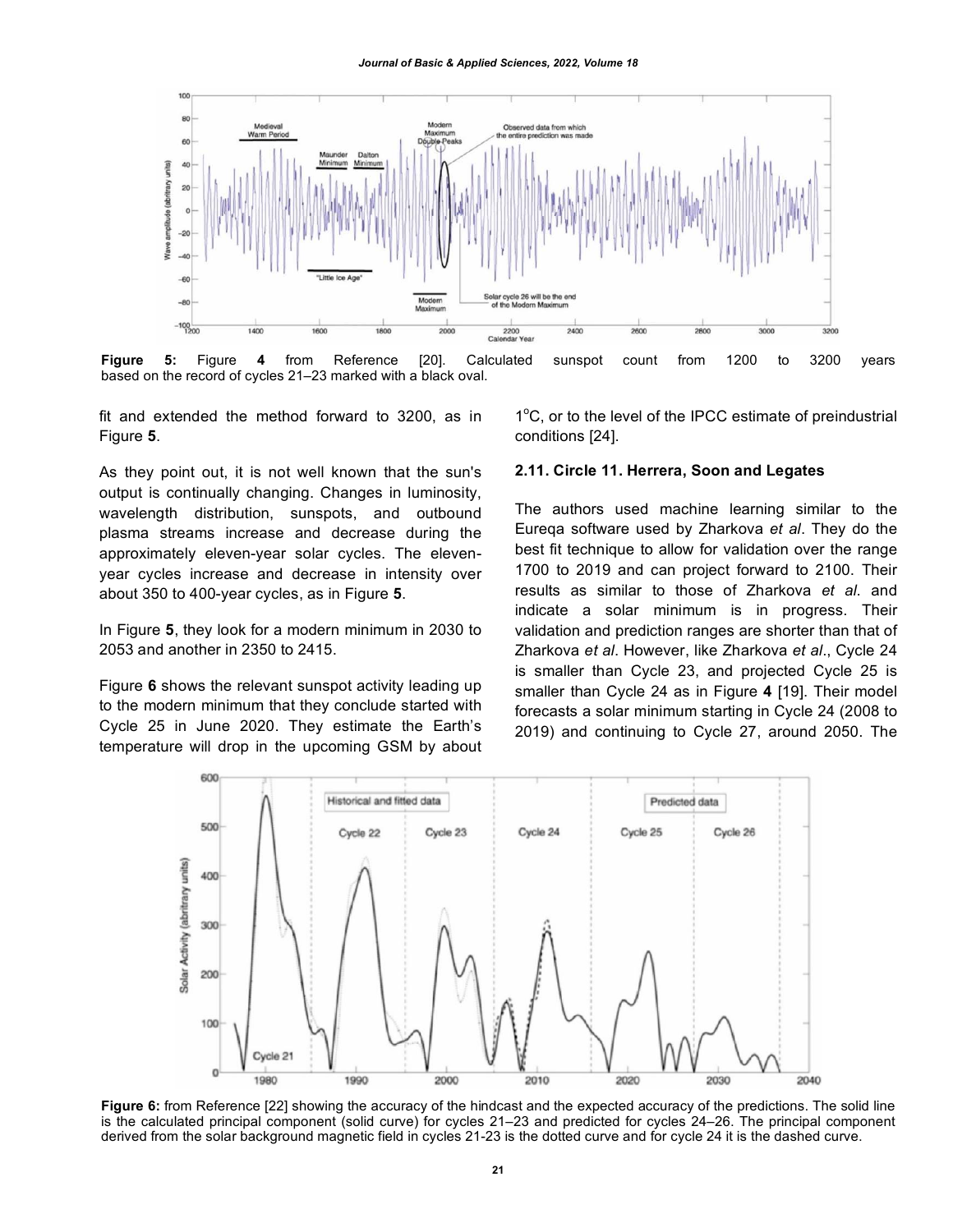**Figure 5:** Figure **4** from Reference [20]. Calculated sunspot count from 1200 to 3200 years based on the record of cycles 21–23 marked with a black oval.

fit and extended the method forward to 3200, as in Figure **5**.

As they point out, it is not well known that the sun's output is continually changing. Changes in luminosity, wavelength distribution, sunspots, and outbound plasma streams increase and decrease during the approximately eleven-year solar cycles. The eleven-year cycles increase and decrease in intensity over about 350 to 400-year cycles, as in Figure **5**.

In Figure **5**, they look for a modern minimum in 2030 to 2053 and another in 2350 to 2415.

Figure **6** shows the relevant sunspot activity leading up to the modern minimum that they conclude started with Cycle 25 in June 2020. They estimate the Earth's temperature will drop in the upcoming GSM by about 1°C, or to the level of the IPCC estimate of preindustrial conditions [24].

### 2.11. Circle 11. Herrera, Soon and Legates

The authors used machine learning similar to the Eureqa software used by Zharkova *et al*. They do the best fit technique to allow for validation over the range 1700 to 2019 and can project forward to 2100. Their results as similar to those of Zharkova *et al*. and indicate a solar minimum is in progress. Their validation and prediction ranges are shorter than that of Zharkova *et al*. However, like Zharkova *et al*., Cycle 24 is smaller than Cycle 23, and projected Cycle 25 is smaller than Cycle 24 as in Figure **4** [19]. Their model forecasts a solar minimum starting in Cycle 24 (2008 to 2019) and continuing to Cycle 27, around 2050. The

**Figure 6:** from Reference [22] showing the accuracy of the hindcast and the expected accuracy of the predictions. The solid line is the calculated principal component (solid curve) for cycles 21–23 and predicted for cycles 24–26. The principal component derived from the solar background magnetic field in cycles 21-23 is the dotted curve and for cycle 24 it is the dashed curve.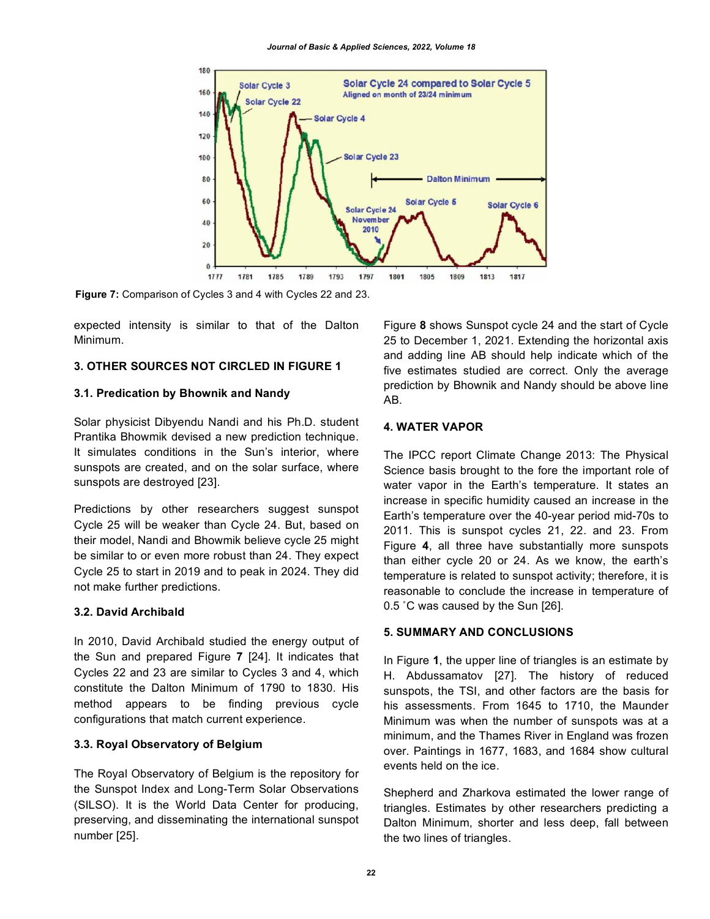Figure 7: Comparison of Cycles 3 and 4 with Cycles 22 and 23.

expected intensity is similar to that of the Dalton Minimum.

## 3. OTHER SOURCES NOT CIRCLED IN FIGURE 1

### 3.1. Predication by Bhownik and Nandy

Solar physicist Dibyendu Nandi and his Ph.D. student Prantika Bhowmik devised a new prediction technique. It simulates conditions in the Sun's interior, where sunspots are created, and on the solar surface, where sunspots are destroyed [23].

Predictions by other researchers suggest sunspot Cycle 25 will be weaker than Cycle 24. But, based on their model, Nandi and Bhowmik believe cycle 25 might be similar to or even more robust than 24. They expect Cycle 25 to start in 2019 and to peak in 2024. They did not make further predictions.

### 3.2. David Archibald

In 2010, David Archibald studied the energy output of the Sun and prepared Figure **7** [24]. It indicates that Cycles 22 and 23 are similar to Cycles 3 and 4, which constitute the Dalton Minimum of 1790 to 1830. His method appears to be finding previous cycle configurations that match current experience.

### 3.3. Royal Observatory of Belgium

The Royal Observatory of Belgium is the repository for the Sunspot Index and Long-Term Solar Observations (SILSO). It is the World Data Center for producing, preserving, and disseminating the international sunspot number [25].

Figure **8** shows Sunspot cycle 24 and the start of Cycle 25 to December 1, 2021. Extending the horizontal axis and adding line AB should help indicate which of the five estimates studied are correct. Only the average prediction by Bhownik and Nandy should be above line AB.

## 4. WATER VAPOR

The IPCC report Climate Change 2013: The Physical Science basis brought to the fore the important role of water vapor in the Earth's temperature. It states an increase in specific humidity caused an increase in the Earth's temperature over the 40-year period mid-70s to 2011. This is sunspot cycles 21, 22. and 23. From Figure **4**, all three have substantially more sunspots than either cycle 20 or 24. As we know, the earth's temperature is related to sunspot activity; therefore, it is reasonable to conclude the increase in temperature of 0.5 ˚C was caused by the Sun [26].

## 5. SUMMARY AND CONCLUSIONS

In Figure **1**, the upper line of triangles is an estimate by H. Abdussamatov [27]. The history of reduced sunspots, the TSI, and other factors are the basis for his assessments. From 1645 to 1710, the Maunder Minimum was when the number of sunspots was at a minimum, and the Thames River in England was frozen over. Paintings in 1677, 1683, and 1684 show cultural events held on the ice.

Shepherd and Zharkova estimated the lower range of triangles. Estimates by other researchers predicting a Dalton Minimum, shorter and less deep, fall between the two lines of triangles.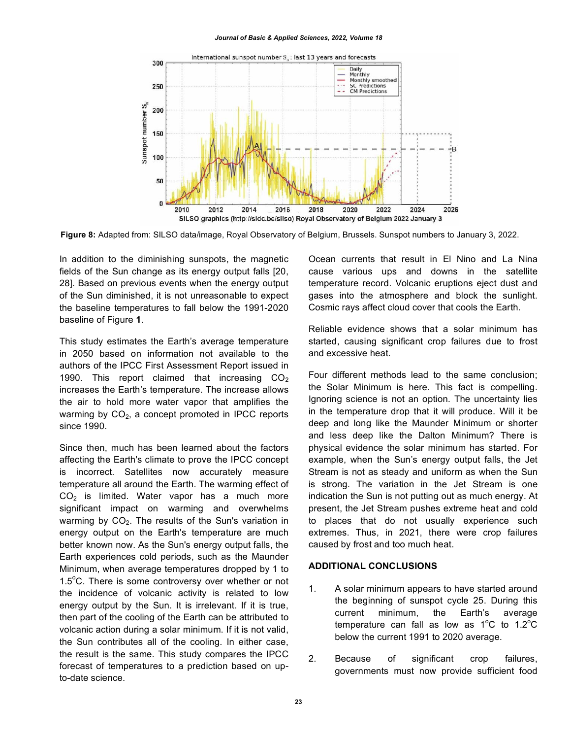**Figure 8:** Adapted from: SILSO data/image, Royal Observatory of Belgium, Brussels. Sunspot numbers to January 3, 2022.

In addition to the diminishing sunspots, the magnetic fields of the Sun change as its energy output falls [20, 28]. Based on previous events when the energy output of the Sun diminished, it is not unreasonable to expect the baseline temperatures to fall below the 1991-2020 baseline of Figure **1**.

This study estimates the Earth's average temperature in 2050 based on information not available to the authors of the IPCC First Assessment Report issued in 1990. This report claimed that increasing $CO_2$ increases the Earth's temperature. The increase allows the air to hold more water vapor that amplifies the warming by $CO_2$, a concept promoted in IPCC reports since 1990.

Since then, much has been learned about the factors affecting the Earth's climate to prove the IPCC concept is incorrect. Satellites now accurately measure temperature all around the Earth. The warming effect of $CO_2$ is limited. Water vapor has a much more significant impact on warming and overwhelms warming by $CO_2$. The results of the Sun's variation in energy output on the Earth's temperature are much better known now. As the Sun's energy output falls, the Earth experiences cold periods, such as the Maunder Minimum, when average temperatures dropped by 1 to 1.5°C. There is some controversy over whether or not the incidence of volcanic activity is related to low energy output by the Sun. It is irrelevant. If it is true, then part of the cooling of the Earth can be attributed to volcanic action during a solar minimum. If it is not valid, the Sun contributes all of the cooling. In either case, the result is the same. This study compares the IPCC forecast of temperatures to a prediction based on up-to-date science.

Ocean currents that result in El Nino and La Nina cause various ups and downs in the satellite temperature record. Volcanic eruptions eject dust and gases into the atmosphere and block the sunlight. Cosmic rays affect cloud cover that cools the Earth.

Reliable evidence shows that a solar minimum has started, causing significant crop failures due to frost and excessive heat.

Four different methods lead to the same conclusion; the Solar Minimum is here. This fact is compelling. Ignoring science is not an option. The uncertainty lies in the temperature drop that it will produce. Will it be deep and long like the Maunder Minimum or shorter and less deep like the Dalton Minimum? There is physical evidence the solar minimum has started. For example, when the Sun's energy output falls, the Jet Stream is not as steady and uniform as when the Sun is strong. The variation in the Jet Stream is one indication the Sun is not putting out as much energy. At present, the Jet Stream pushes extreme heat and cold to places that do not usually experience such extremes. Thus, in 2021, there were crop failures caused by frost and too much heat.

## ADDITIONAL CONCLUSIONS

1. A solar minimum appears to have started around the beginning of sunspot cycle 25. During this current minimum, the Earth's average temperature can fall as low as 1°C to 1.2°C below the current 1991 to 2020 average.

2. Because of significant crop failures, governments must now provide sufficient food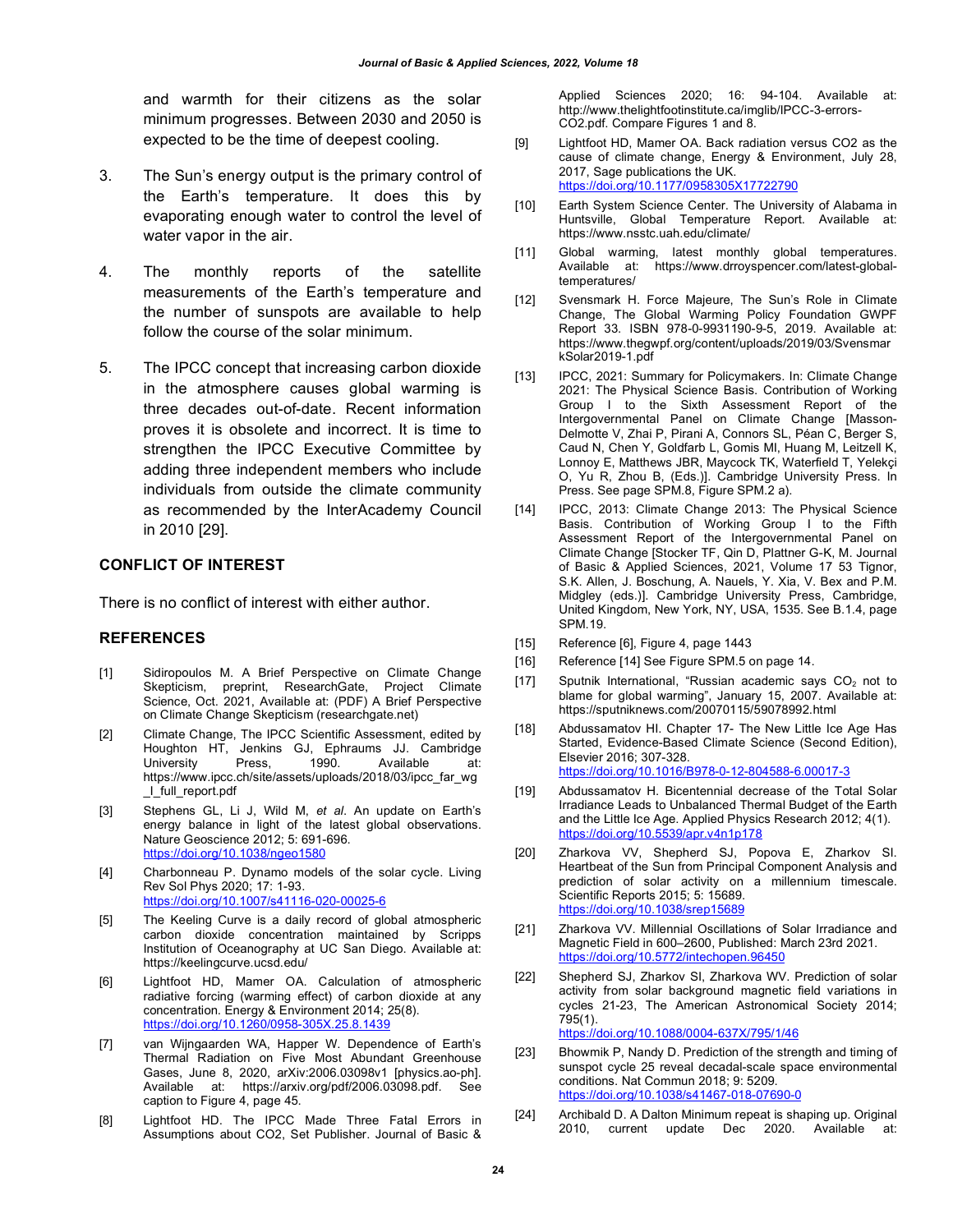and warmth for their citizens as the solar minimum progresses. Between 2030 and 2050 is expected to be the time of deepest cooling.

3. The Sun's energy output is the primary control of the Earth's temperature. It does this by evaporating enough water to control the level of water vapor in the air.

4. The monthly reports of the satellite measurements of the Earth's temperature and the number of sunspots are available to help follow the course of the solar minimum.

5. The IPCC concept that increasing carbon dioxide in the atmosphere causes global warming is three decades out-of-date. Recent information proves it is obsolete and incorrect. It is time to strengthen the IPCC Executive Committee by adding three independent members who include individuals from outside the climate community as recommended by the InterAcademy Council in 2010 [29].

## CONFLICT OF INTEREST

There is no conflict of interest with either author.

## REFERENCES

[1] Sidiropoulos M. A Brief Perspective on Climate Change Skepticism, preprint, ResearchGate, Project Climate Science, Oct. 2021, Available at: (PDF) A Brief Perspective on Climate Change Skepticism (researchgate.net)

[2] Climate Change, The IPCC Scientific Assessment, edited by Houghton HT, Jenkins GJ, Ephraums JJ. Cambridge University Press, 1990. Available at: https://www.ipcc.ch/site/assets/uploads/2018/03/ipcc_far_wg_I_full_report.pdf

[3] Stephens GL, Li J, Wild M, *et al*. An update on Earth's energy balance in light of the latest global observations. Nature Geoscience 2012; 5: 691-696. https://doi.org/10.1038/ngeo1580

[4] Charbonneau P. Dynamo models of the solar cycle. Living Rev Sol Phys 2020; 17: 1-93. https://doi.org/10.1007/s41116-020-00025-6

[5] The Keeling Curve is a daily record of global atmospheric carbon dioxide concentration maintained by Scripps Institution of Oceanography at UC San Diego. Available at: https://keelingcurve.ucsd.edu/

[6] Lightfoot HD, Mamer OA. Calculation of atmospheric radiative forcing (warming effect) of carbon dioxide at any concentration. Energy & Environment 2014; 25(8). https://doi.org/10.1260/0958-305X.25.8.1439

[7] van Wijngaarden WA, Happer W. Dependence of Earth's Thermal Radiation on Five Most Abundant Greenhouse Gases, June 8, 2020, arXiv:2006.03098v1 [physics.ao-ph]. Available at: https://arxiv.org/pdf/2006.03098.pdf. See caption to Figure 4, page 45.

[8] Lightfoot HD. The IPCC Made Three Fatal Errors in Assumptions about CO2, Set Publisher. Journal of Basic & Applied Sciences 2020; 16: 94-104. Available at: http://www.thelightfootinstitute.ca/imglib/IPCC-3-errors-CO2.pdf. Compare Figures 1 and 8.

[9] Lightfoot HD, Mamer OA. Back radiation versus CO2 as the cause of climate change, Energy & Environment, July 28, 2017, Sage publications the UK. https://doi.org/10.1177/0958305X17722790

[10] Earth System Science Center. The University of Alabama in Huntsville, Global Temperature Report. Available at: https://www.nsstc.uah.edu/climate/

[11] Global warming, latest monthly global temperatures. Available at: https://www.drroyspencer.com/latest-global-temperatures/

[12] Svensmark H. Force Majeure, The Sun's Role in Climate Change, The Global Warming Policy Foundation GWPF Report 33. ISBN 978-0-9931190-9-5, 2019. Available at: https://www.thegwpf.org/content/uploads/2019/03/SvensmarkSolar2019-1.pdf

[13] IPCC, 2021: Summary for Policymakers. In: Climate Change 2021: The Physical Science Basis. Contribution of Working Group I to the Sixth Assessment Report of the Intergovernmental Panel on Climate Change [Masson-Delmotte V, Zhai P, Pirani A, Connors SL, Péan C, Berger S, Caud N, Chen Y, Goldfarb L, Gomis MI, Huang M, Leitzell K, Lonnoy E, Matthews JBR, Maycock TK, Waterfield T, Yelekçi O, Yu R, Zhou B, (Eds.)]. Cambridge University Press. In Press. See page SPM.8, Figure SPM.2 a).

[14] IPCC, 2013: Climate Change 2013: The Physical Science Basis. Contribution of Working Group I to the Fifth Assessment Report of the Intergovernmental Panel on Climate Change [Stocker TF, Qin D, Plattner G-K, M. Journal of Basic & Applied Sciences, 2021, Volume 17 53 Tignor, S.K. Allen, J. Boschung, A. Nauels, Y. Xia, V. Bex and P.M. Midgley (eds.)]. Cambridge University Press, Cambridge, United Kingdom, New York, NY, USA, 1535. See B.1.4, page SPM.19.

[15] Reference [6], Figure 4, page 1443

[16] Reference [14] See Figure SPM.5 on page 14.

[17] Sputnik International, "Russian academic says $CO_2$ not to blame for global warming", January 15, 2007. Available at: https://sputniknews.com/20070115/59078992.html

[18] Abdussamatov HI. Chapter 17- The New Little Ice Age Has Started, Evidence-Based Climate Science (Second Edition), Elsevier 2016; 307-328. https://doi.org/10.1016/B978-0-12-804588-6.00017-3

[19] Abdussamatov H. Bicentennial decrease of the Total Solar Irradiance Leads to Unbalanced Thermal Budget of the Earth and the Little Ice Age. Applied Physics Research 2012; 4(1). https://doi.org/10.5539/apr.v4n1p178

[20] Zharkova VV, Shepherd SJ, Popova E, Zharkov SI. Heartbeat of the Sun from Principal Component Analysis and prediction of solar activity on a millennium timescale. Scientific Reports 2015; 5: 15689. https://doi.org/10.1038/srep15689

[21] Zharkova VV. Millennial Oscillations of Solar Irradiance and Magnetic Field in 600–2600, Published: March 23rd 2021. https://doi.org/10.5772/intechopen.96450

[22] Shepherd SJ, Zharkov SI, Zharkova WV. Prediction of solar activity from solar background magnetic field variations in cycles 21-23, The American Astronomical Society 2014; 795(1). https://doi.org/10.1088/0004-637X/795/1/46

[23] Bhowmik P, Nandy D. Prediction of the strength and timing of sunspot cycle 25 reveal decadal-scale space environmental conditions. Nat Commun 2018; 9: 5209. https://doi.org/10.1038/s41467-018-07690-0

[24] Archibald D. A Dalton Minimum repeat is shaping up. Original 2010, current update Dec 2020. Available at: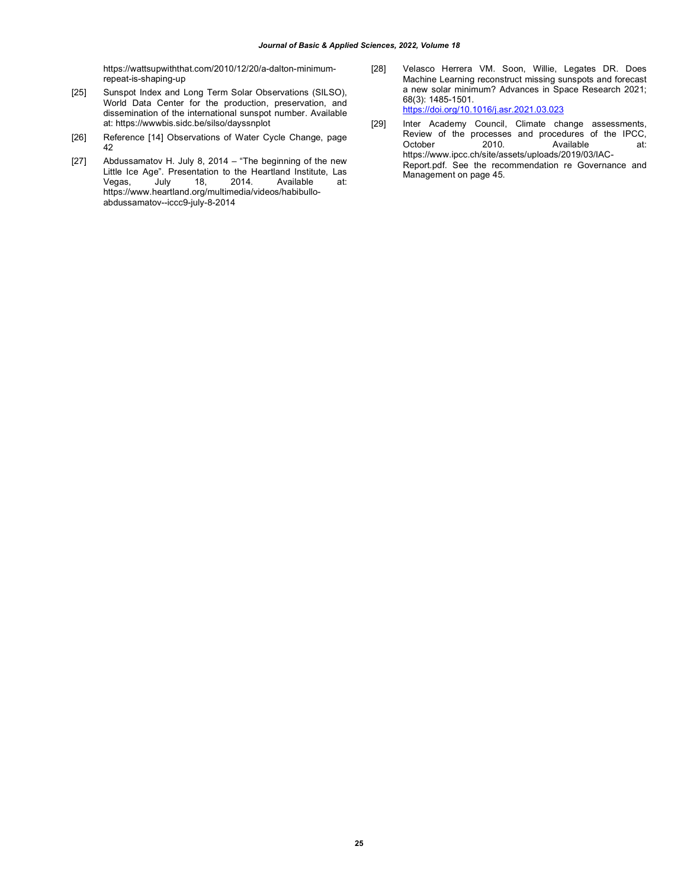https://wattsupwiththat.com/2010/12/20/a-dalton-minimum-repeat-is-shaping-up

[25] Sunspot Index and Long Term Solar Observations (SILSO), World Data Center for the production, preservation, and dissemination of the international sunspot number. Available at: https://wwwbis.sidc.be/silso/dayssnplot

[26] Reference [14] Observations of Water Cycle Change, page 42

[27] Abdussamatov H. July 8, 2014 – "The beginning of the new Little Ice Age". Presentation to the Heartland Institute, Las Vegas, July 18, 2014. Available at: https://www.heartland.org/multimedia/videos/habibullo-abdussamatov--iccc9-july-8-2014

[28] Velasco Herrera VM. Soon, Willie, Legates DR. Does Machine Learning reconstruct missing sunspots and forecast a new solar minimum? Advances in Space Research 2021; 68(3): 1485-1501. https://doi.org/10.1016/j.asr.2021.03.023

[29] Inter Academy Council, Climate change assessments, Review of the processes and procedures of the IPCC, October 2010. Available at: https://www.ipcc.ch/site/assets/uploads/2019/03/IAC-Report.pdf. See the recommendation re Governance and Management on page 45.